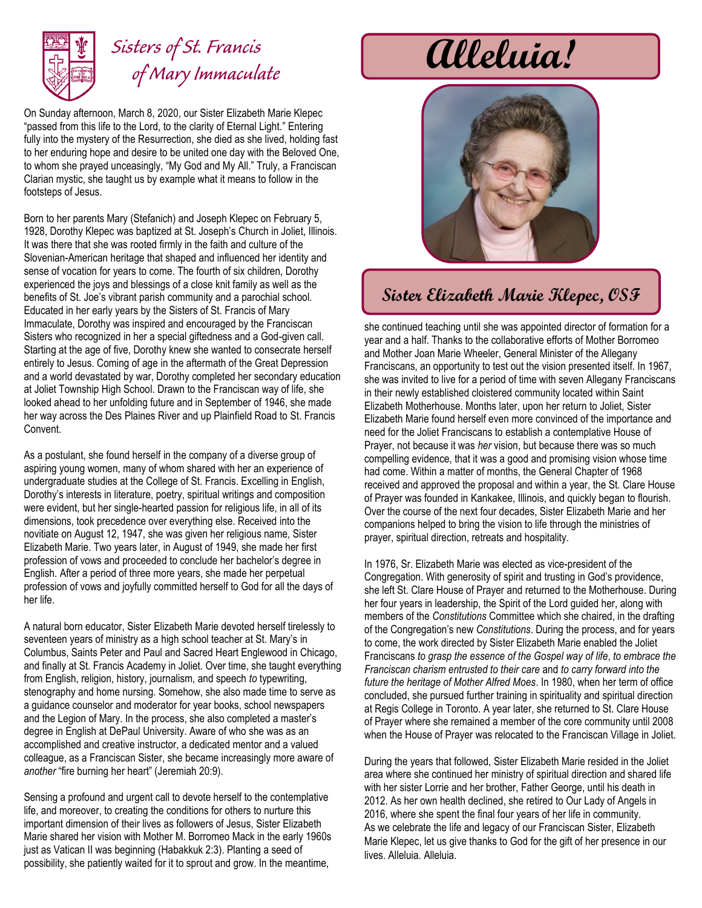# Sisters of St. Francis of Mary Immaculate

# Alleluia!

## Sister Elizabeth Marie Klepec, OSF

On Sunday afternoon, March 8, 2020, our Sister Elizabeth Marie Klepec "passed from this life to the Lord, to the clarity of Eternal Light." Entering fully into the mystery of the Resurrection, she died as she lived, holding fast to her enduring hope and desire to be united one day with the Beloved One, to whom she prayed unceasingly, "My God and My All." Truly, a Franciscan Clarian mystic, she taught us by example what it means to follow in the footsteps of Jesus.

Born to her parents Mary (Stefanich) and Joseph Klepec on February 5, 1928, Dorothy Klepec was baptized at St. Joseph's Church in Joliet, Illinois. It was there that she was rooted firmly in the faith and culture of the Slovenian-American heritage that shaped and influenced her identity and sense of vocation for years to come. The fourth of six children, Dorothy experienced the joys and blessings of a close knit family as well as the benefits of St. Joe's vibrant parish community and a parochial school. Educated in her early years by the Sisters of St. Francis of Mary Immaculate, Dorothy was inspired and encouraged by the Franciscan Sisters who recognized in her a special giftedness and a God-given call. Starting at the age of five, Dorothy knew she wanted to consecrate herself entirely to Jesus. Coming of age in the aftermath of the Great Depression and a world devastated by war, Dorothy completed her secondary education at Joliet Township High School. Drawn to the Franciscan way of life, she looked ahead to her unfolding future and in September of 1946, she made her way across the Des Plaines River and up Plainfield Road to St. Francis Convent.

As a postulant, she found herself in the company of a diverse group of aspiring young women, many of whom shared with her an experience of undergraduate studies at the College of St. Francis. Excelling in English, Dorothy's interests in literature, poetry, spiritual writings and composition were evident, but her single-hearted passion for religious life, in all of its dimensions, took precedence over everything else. Received into the novitiate on August 12, 1947, she was given her religious name, Sister Elizabeth Marie. Two years later, in August of 1949, she made her first profession of vows and proceeded to conclude her bachelor's degree in English. After a period of three more years, she made her perpetual profession of vows and joyfully committed herself to God for all the days of her life.

A natural born educator, Sister Elizabeth Marie devoted herself tirelessly to seventeen years of ministry as a high school teacher at St. Mary's in Columbus, Saints Peter and Paul and Sacred Heart Englewood in Chicago, and finally at St. Francis Academy in Joliet. Over time, she taught everything from English, religion, history, journalism, and speech *to* typewriting, stenography and home nursing. Somehow, she also made time to serve as a guidance counselor and moderator for year books, school newspapers and the Legion of Mary. In the process, she also completed a master's degree in English at DePaul University. Aware of who she was as an accomplished and creative instructor, a dedicated mentor and a valued colleague, as a Franciscan Sister, she became increasingly more aware of *another* "fire burning her heart" (Jeremiah 20:9).

Sensing a profound and urgent call to devote herself to the contemplative life, and moreover, to creating the conditions for others to nurture this important dimension of their lives as followers of Jesus, Sister Elizabeth Marie shared her vision with Mother M. Borromeo Mack in the early 1960s just as Vatican II was beginning (Habakkuk 2:3). Planting a seed of possibility, she patiently waited for it to sprout and grow. In the meantime, she continued teaching until she was appointed director of formation for a year and a half. Thanks to the collaborative efforts of Mother Borromeo and Mother Joan Marie Wheeler, General Minister of the Allegany Franciscans, an opportunity to test out the vision presented itself. In 1967, she was invited to live for a period of time with seven Allegany Franciscans in their newly established cloistered community located within Saint Elizabeth Motherhouse. Months later, upon her return to Joliet, Sister Elizabeth Marie found herself even more convinced of the importance and need for the Joliet Franciscans to establish a contemplative House of Prayer, not because it was *her* vision, but because there was so much compelling evidence, that it was a good and promising vision whose time had come. Within a matter of months, the General Chapter of 1968 received and approved the proposal and within a year, the St. Clare House of Prayer was founded in Kankakee, Illinois, and quickly began to flourish. Over the course of the next four decades, Sister Elizabeth Marie and her companions helped to bring the vision to life through the ministries of prayer, spiritual direction, retreats and hospitality.

In 1976, Sr. Elizabeth Marie was elected as vice-president of the Congregation. With generosity of spirit and trusting in God's providence, she left St. Clare House of Prayer and returned to the Motherhouse. During her four years in leadership, the Spirit of the Lord guided her, along with members of the *Constitutions* Committee which she chaired, in the drafting of the Congregation's new *Constitutions*. During the process, and for years to come, the work directed by Sister Elizabeth Marie enabled the Joliet Franciscans *to grasp the essence of the Gospel way of life*, *to embrace the Franciscan charism entrusted to their care* and *to carry forward into the future the heritage of Mother Alfred Moes*. In 1980, when her term of office concluded, she pursued further training in spirituality and spiritual direction at Regis College in Toronto. A year later, she returned to St. Clare House of Prayer where she remained a member of the core community until 2008 when the House of Prayer was relocated to the Franciscan Village in Joliet.

During the years that followed, Sister Elizabeth Marie resided in the Joliet area where she continued her ministry of spiritual direction and shared life with her sister Lorrie and her brother, Father George, until his death in 2012. As her own health declined, she retired to Our Lady of Angels in 2016, where she spent the final four years of her life in community. As we celebrate the life and legacy of our Franciscan Sister, Elizabeth Marie Klepec, let us give thanks to God for the gift of her presence in our lives. Alleluia. Alleluia.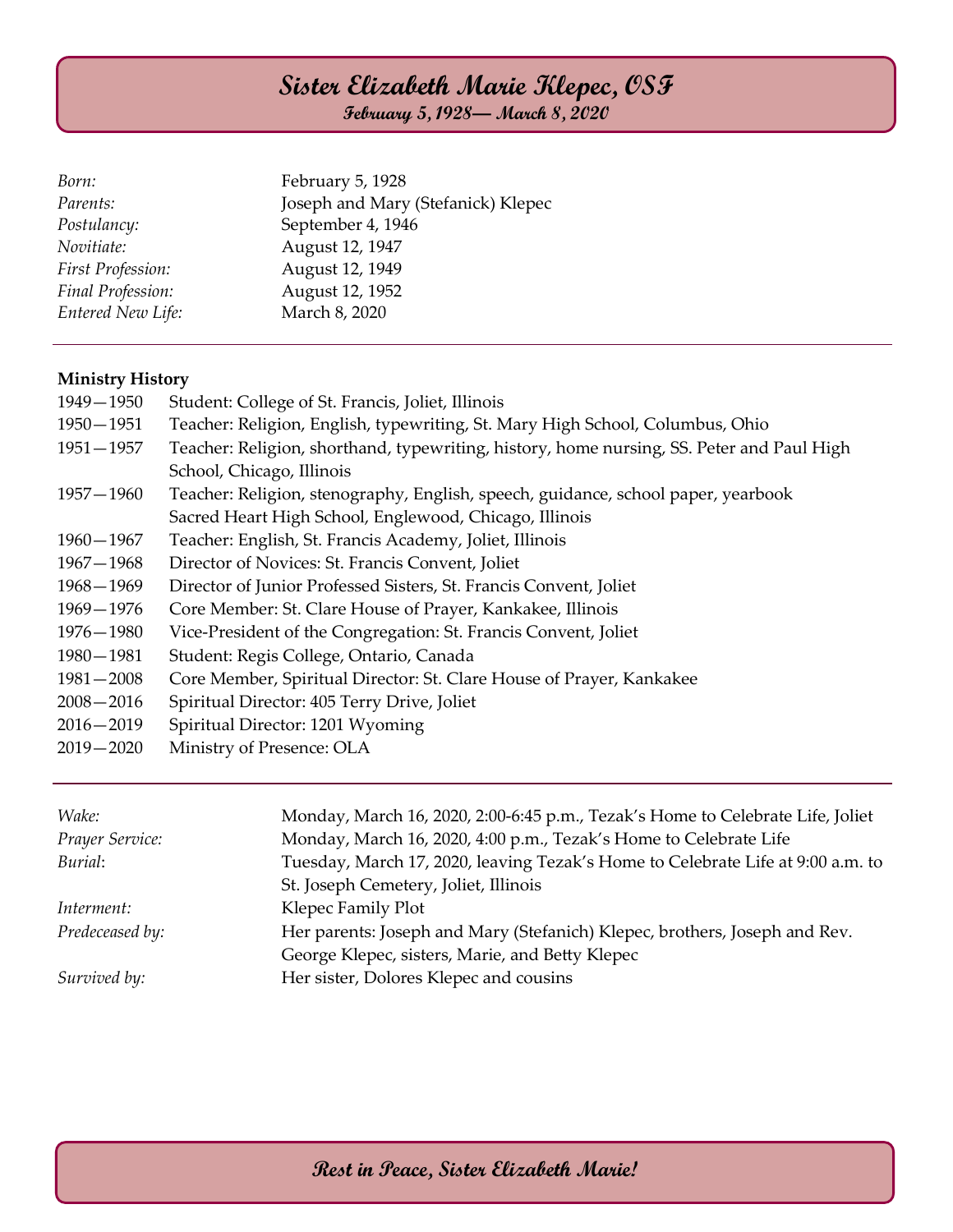# Sister Elizabeth Marie Klepec, OSF

**February 5, 1928— March 8, 2020**

| | |
|---|---|
| *Born:* | February 5, 1928 |
| *Parents:* | Joseph and Mary (Stefanick) Klepec |
| *Postulancy:* | September 4, 1946 |
| *Novitiate:* | August 12, 1947 |
| *First Profession:* | August 12, 1949 |
| *Final Profession:* | August 12, 1952 |
| *Entered New Life:* | March 8, 2020 |

## Ministry History

| | |
|---|---|
| 1949—1950 | Student: College of St. Francis, Joliet, Illinois |
| 1950—1951 | Teacher: Religion, English, typewriting, St. Mary High School, Columbus, Ohio |
| 1951—1957 | Teacher: Religion, shorthand, typewriting, history, home nursing, SS. Peter and Paul High School, Chicago, Illinois |
| 1957—1960 | Teacher: Religion, stenography, English, speech, guidance, school paper, yearbook Sacred Heart High School, Englewood, Chicago, Illinois |
| 1960—1967 | Teacher: English, St. Francis Academy, Joliet, Illinois |
| 1967—1968 | Director of Novices: St. Francis Convent, Joliet |
| 1968—1969 | Director of Junior Professed Sisters, St. Francis Convent, Joliet |
| 1969—1976 | Core Member: St. Clare House of Prayer, Kankakee, Illinois |
| 1976—1980 | Vice-President of the Congregation: St. Francis Convent, Joliet |
| 1980—1981 | Student: Regis College, Ontario, Canada |
| 1981—2008 | Core Member, Spiritual Director: St. Clare House of Prayer, Kankakee |
| 2008—2016 | Spiritual Director: 405 Terry Drive, Joliet |
| 2016—2019 | Spiritual Director: 1201 Wyoming |
| 2019—2020 | Ministry of Presence: OLA |

| | |
|---|---|
| *Wake:* | Monday, March 16, 2020, 2:00-6:45 p.m., Tezak's Home to Celebrate Life, Joliet |
| *Prayer Service:* | Monday, March 16, 2020, 4:00 p.m., Tezak's Home to Celebrate Life |
| *Burial:* | Tuesday, March 17, 2020, leaving Tezak's Home to Celebrate Life at 9:00 a.m. to St. Joseph Cemetery, Joliet, Illinois |
| *Interment:* | Klepec Family Plot |
| *Predeceased by:* | Her parents: Joseph and Mary (Stefanich) Klepec, brothers, Joseph and Rev. George Klepec, sisters, Marie, and Betty Klepec |
| *Survived by:* | Her sister, Dolores Klepec and cousins |

**Rest in Peace, Sister Elizabeth Marie!**